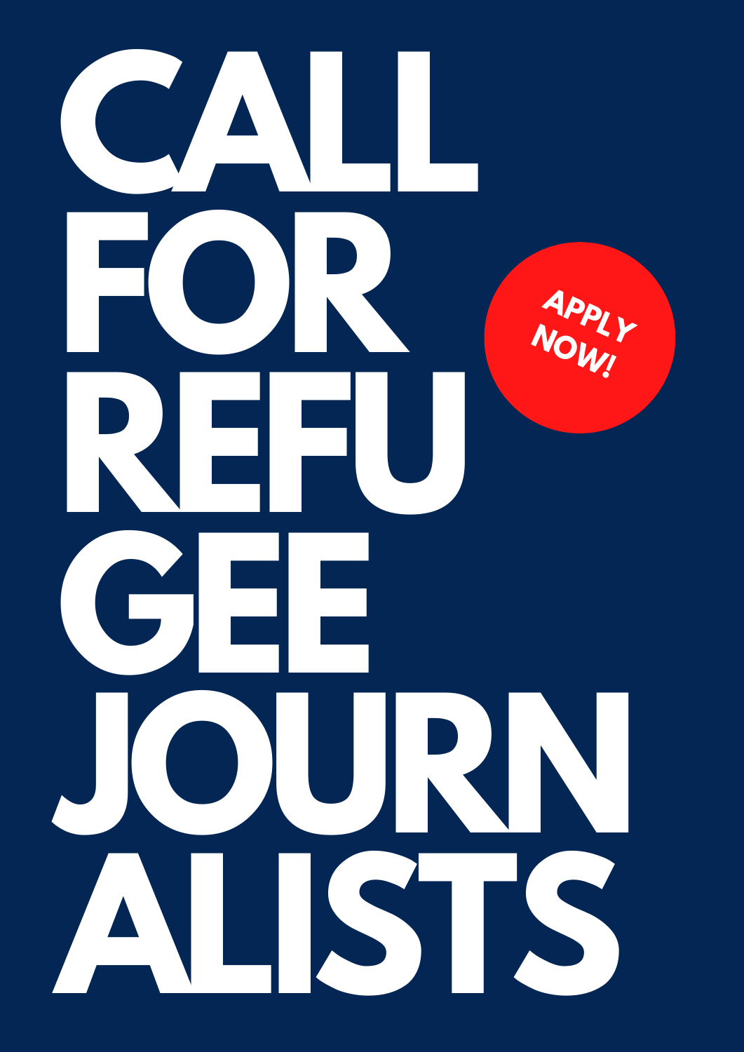# CALL FOR REFUGEE JOURNALISTS

APPLY NOW!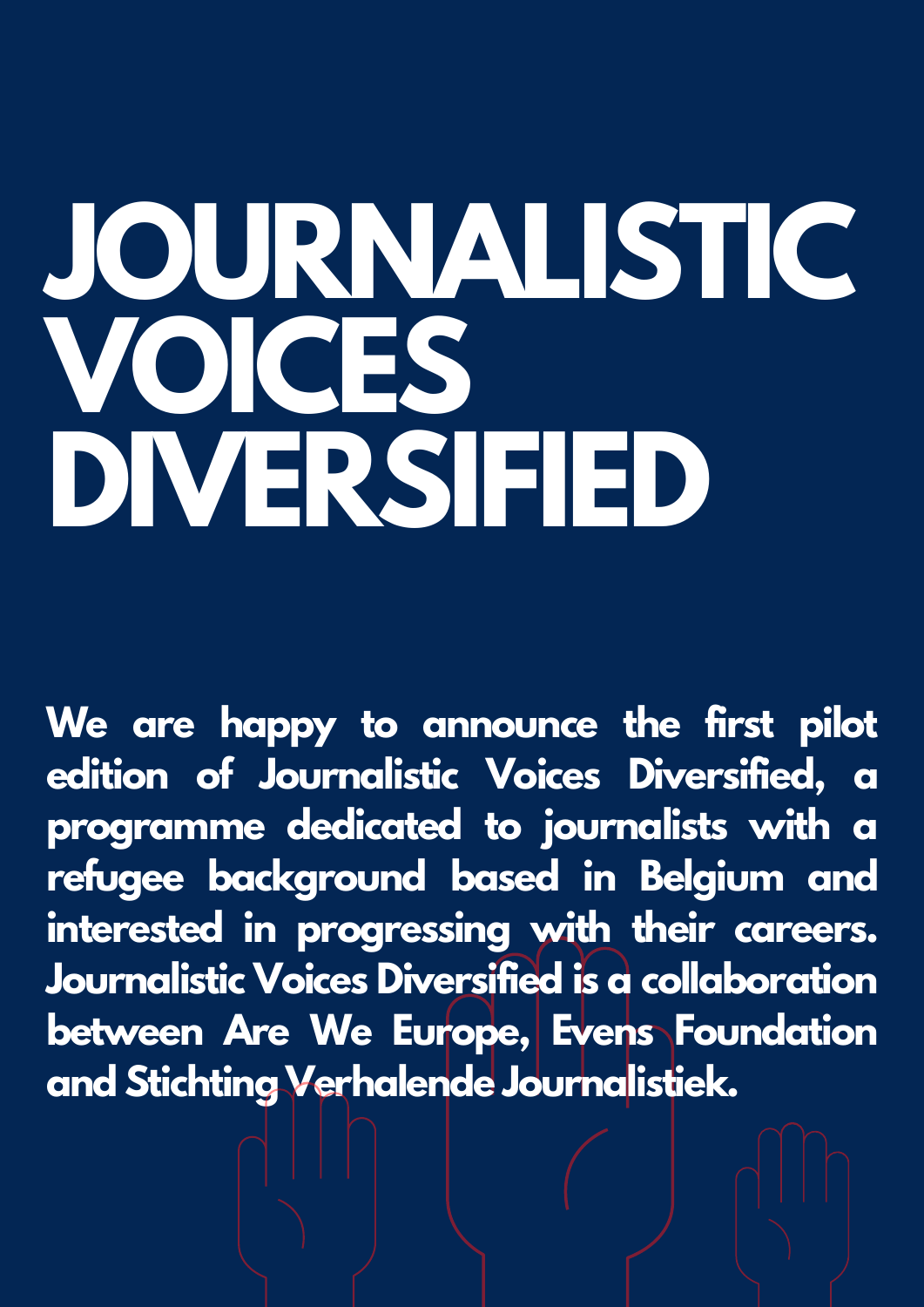# JOURNALISTIC VOICES DIVERSIFIED

**We are happy to announce the first pilot edition of Journalistic Voices Diversified, a programme dedicated to journalists with a refugee background based in Belgium and interested in progressing with their careers. Journalistic Voices Diversified is a collaboration between Are We Europe, Evens Foundation and Stichting Verhalende Journalistiek.**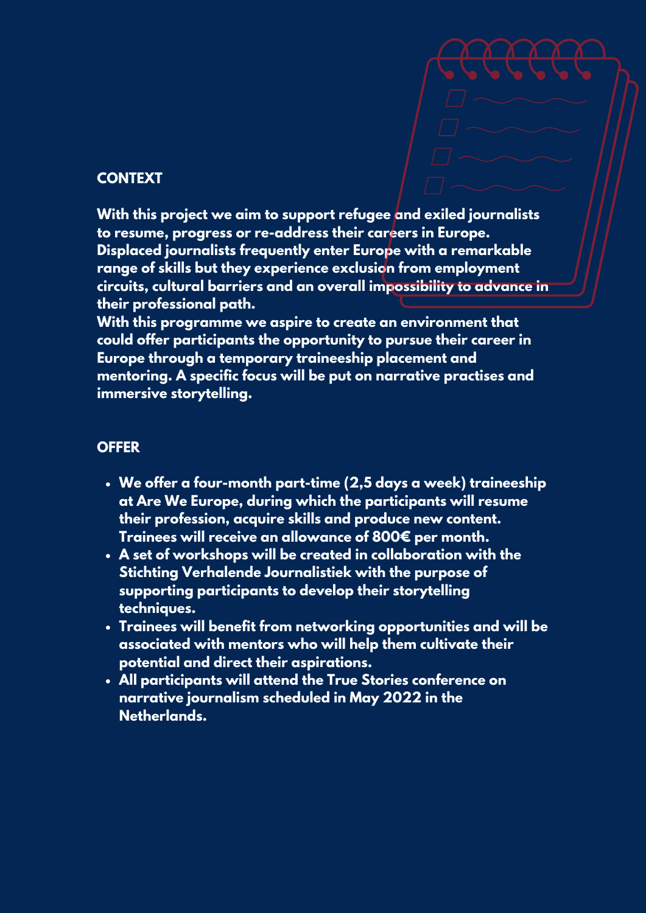## CONTEXT

**With this project we aim to support refugee and exiled journalists to resume, progress or re-address their careers in Europe. Displaced journalists frequently enter Europe with a remarkable range of skills but they experience exclusion from employment circuits, cultural barriers and an overall impossibility to advance in their professional path.**
**With this programme we aspire to create an environment that could offer participants the opportunity to pursue their career in Europe through a temporary traineeship placement and mentoring. A specific focus will be put on narrative practises and immersive storytelling.**

## OFFER

- **We offer a four-month part-time (2,5 days a week) traineeship at Are We Europe, during which the participants will resume their profession, acquire skills and produce new content. Trainees will receive an allowance of 800€ per month.**
- **A set of workshops will be created in collaboration with the Stichting Verhalende Journalistiek with the purpose of supporting participants to develop their storytelling techniques.**
- **Trainees will benefit from networking opportunities and will be associated with mentors who will help them cultivate their potential and direct their aspirations.**
- **All participants will attend the True Stories conference on narrative journalism scheduled in May 2022 in the Netherlands.**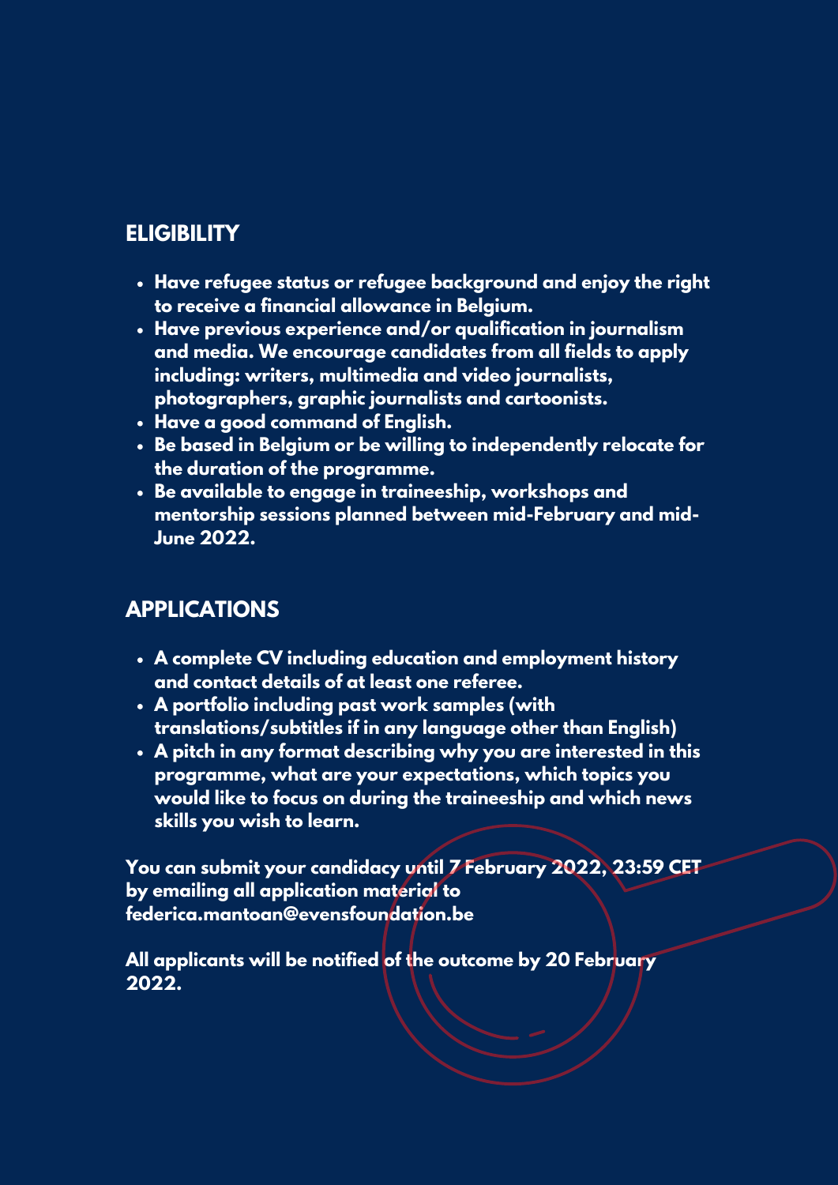## ELIGIBILITY

- Have refugee status or refugee background and enjoy the right to receive a financial allowance in Belgium.
- Have previous experience and/or qualification in journalism and media. We encourage candidates from all fields to apply including: writers, multimedia and video journalists, photographers, graphic journalists and cartoonists.
- Have a good command of English.
- Be based in Belgium or be willing to independently relocate for the duration of the programme.
- Be available to engage in traineeship, workshops and mentorship sessions planned between mid-February and mid-June 2022.

## APPLICATIONS

- A complete CV including education and employment history and contact details of at least one referee.
- A portfolio including past work samples (with translations/subtitles if in any language other than English)
- A pitch in any format describing why you are interested in this programme, what are your expectations, which topics you would like to focus on during the traineeship and which news skills you wish to learn.

**You can submit your candidacy until 7 February 2022, 23:59 CET by emailing all application material to federica.mantoan@evensfoundation.be**

**All applicants will be notified of the outcome by 20 February 2022.**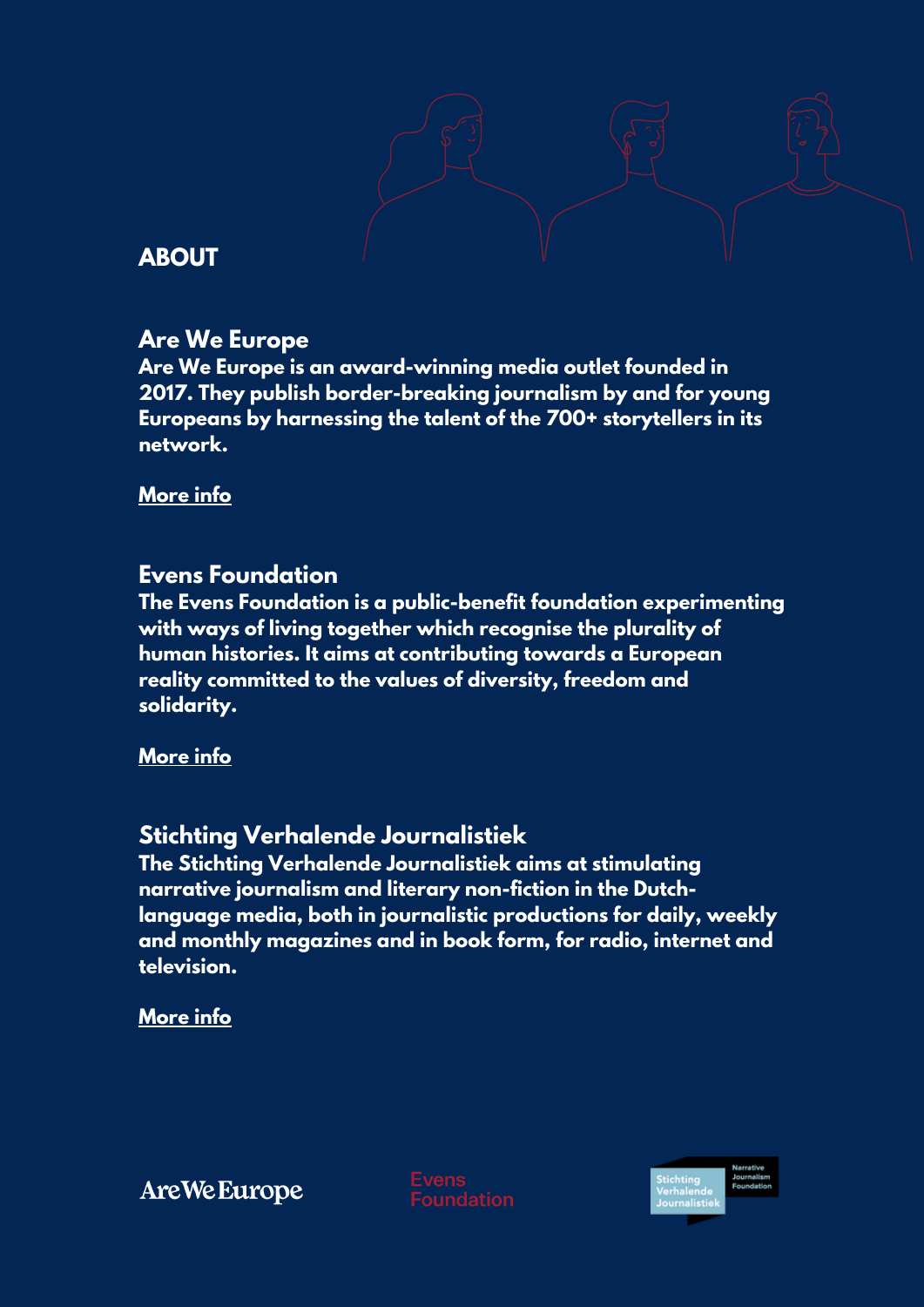# ABOUT

## Are We Europe

**Are We Europe is an award-winning media outlet founded in 2017. They publish border-breaking journalism by and for young Europeans by harnessing the talent of the 700+ storytellers in its network.**

**More info**

## Evens Foundation

**The Evens Foundation is a public-benefit foundation experimenting with ways of living together which recognise the plurality of human histories. It aims at contributing towards a European reality committed to the values of diversity, freedom and solidarity.**

**More info**

## Stichting Verhalende Journalistiek

**The Stichting Verhalende Journalistiek aims at stimulating narrative journalism and literary non-fiction in the Dutch-language media, both in journalistic productions for daily, weekly and monthly magazines and in book form, for radio, internet and television.**

**More info**

AreWeEurope

Evens Foundation

Stichting Verhalende Journalistiek

Narrative Journalism Foundation